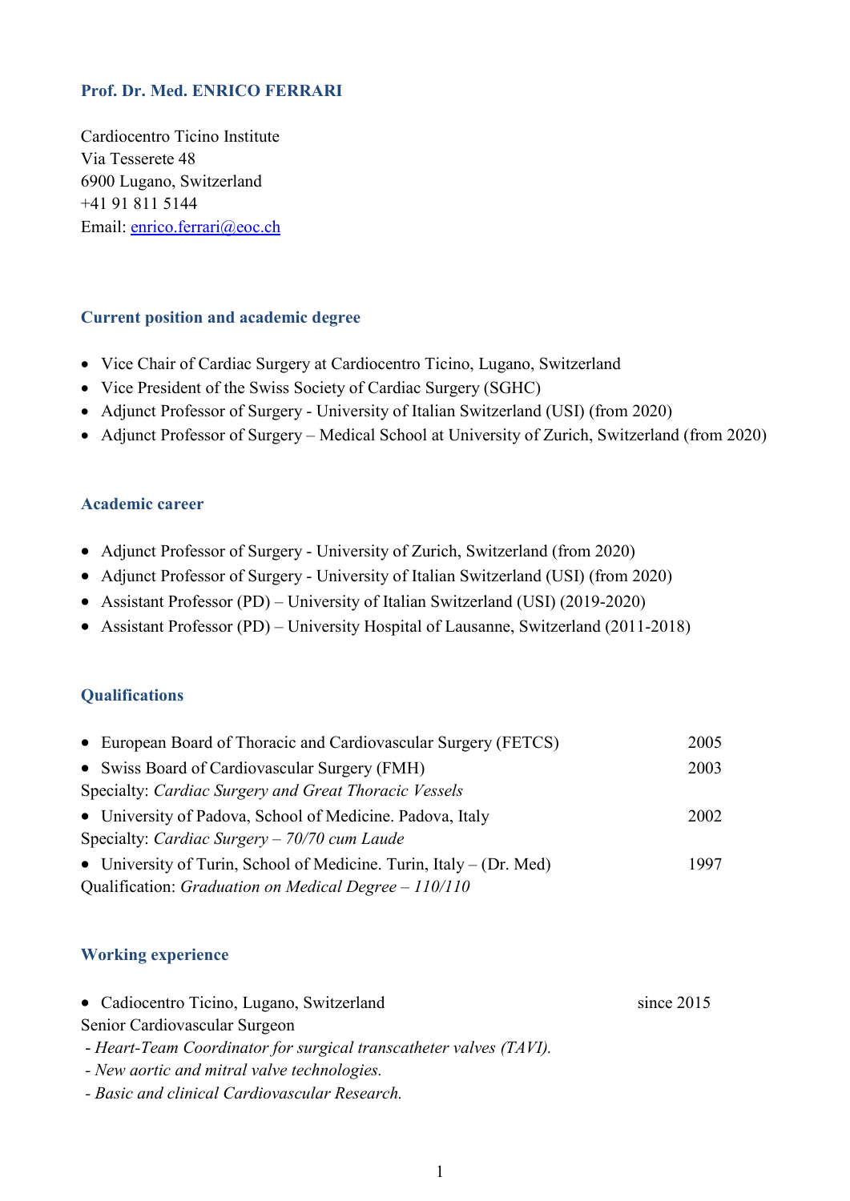**Prof. Dr. Med. ENRICO FERRARI**

Cardiocentro Ticino Institute
Via Tesserete 48
6900 Lugano, Switzerland
+41 91 811 5144
Email: enrico.ferrari@eoc.ch

## Current position and academic degree

- Vice Chair of Cardiac Surgery at Cardiocentro Ticino, Lugano, Switzerland
- Vice President of the Swiss Society of Cardiac Surgery (SGHC)
- Adjunct Professor of Surgery - University of Italian Switzerland (USI) (from 2020)
- Adjunct Professor of Surgery – Medical School at University of Zurich, Switzerland (from 2020)

## Academic career

- Adjunct Professor of Surgery - University of Zurich, Switzerland (from 2020)
- Adjunct Professor of Surgery - University of Italian Switzerland (USI) (from 2020)
- Assistant Professor (PD) – University of Italian Switzerland (USI) (2019-2020)
- Assistant Professor (PD) – University Hospital of Lausanne, Switzerland (2011-2018)

## Qualifications

- European Board of Thoracic and Cardiovascular Surgery (FETCS) — 2005
- Swiss Board of Cardiovascular Surgery (FMH) — 2003

Specialty: *Cardiac Surgery and Great Thoracic Vessels*

- University of Padova, School of Medicine. Padova, Italy — 2002

Specialty: *Cardiac Surgery – 70/70 cum Laude*

- University of Turin, School of Medicine. Turin, Italy – (Dr. Med) — 1997

Qualification: *Graduation on Medical Degree – 110/110*

## Working experience

- Cadiocentro Ticino, Lugano, Switzerland — since 2015

Senior Cardiovascular Surgeon

- *Heart-Team Coordinator for surgical transcatheter valves (TAVI).*
- *New aortic and mitral valve technologies.*
- *Basic and clinical Cardiovascular Research.*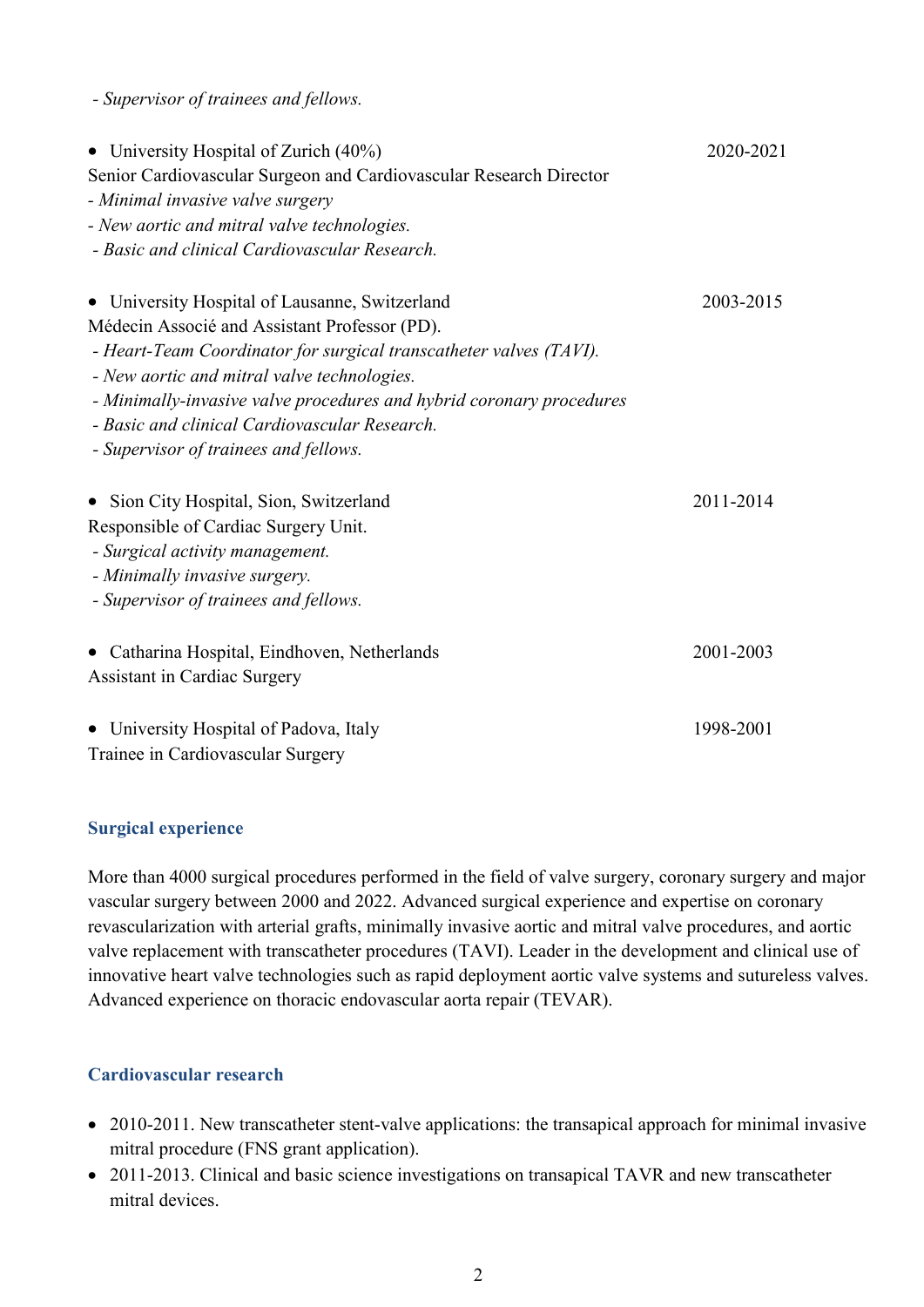*- Supervisor of trainees and fellows.*

- University Hospital of Zurich (40%) — 2020-2021

Senior Cardiovascular Surgeon and Cardiovascular Research Director
*- Minimal invasive valve surgery*
*- New aortic and mitral valve technologies.*
*- Basic and clinical Cardiovascular Research.*

- University Hospital of Lausanne, Switzerland — 2003-2015

Médecin Associé and Assistant Professor (PD).
*- Heart-Team Coordinator for surgical transcatheter valves (TAVI).*
*- New aortic and mitral valve technologies.*
*- Minimally-invasive valve procedures and hybrid coronary procedures*
*- Basic and clinical Cardiovascular Research.*
*- Supervisor of trainees and fellows.*

- Sion City Hospital, Sion, Switzerland — 2011-2014

Responsible of Cardiac Surgery Unit.
*- Surgical activity management.*
*- Minimally invasive surgery.*
*- Supervisor of trainees and fellows.*

- Catharina Hospital, Eindhoven, Netherlands — 2001-2003

Assistant in Cardiac Surgery

- University Hospital of Padova, Italy — 1998-2001

Trainee in Cardiovascular Surgery

## Surgical experience

More than 4000 surgical procedures performed in the field of valve surgery, coronary surgery and major vascular surgery between 2000 and 2022. Advanced surgical experience and expertise on coronary revascularization with arterial grafts, minimally invasive aortic and mitral valve procedures, and aortic valve replacement with transcatheter procedures (TAVI). Leader in the development and clinical use of innovative heart valve technologies such as rapid deployment aortic valve systems and sutureless valves. Advanced experience on thoracic endovascular aorta repair (TEVAR).

## Cardiovascular research

- 2010-2011. New transcatheter stent-valve applications: the transapical approach for minimal invasive mitral procedure (FNS grant application).
- 2011-2013. Clinical and basic science investigations on transapical TAVR and new transcatheter mitral devices.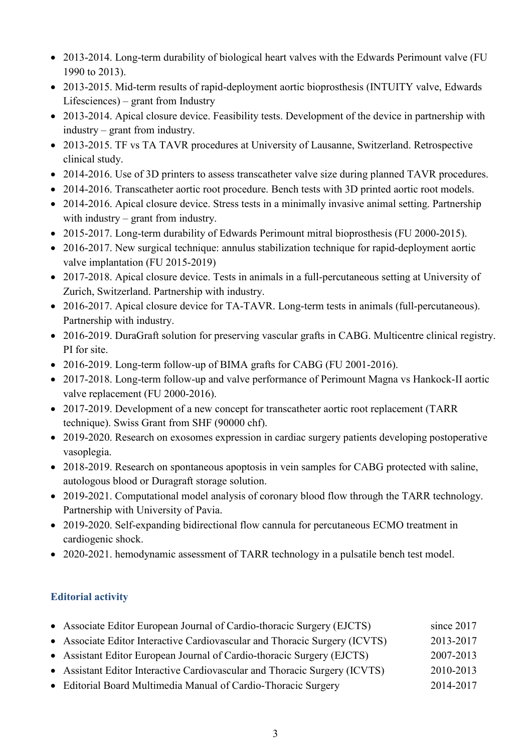- 2013-2014. Long-term durability of biological heart valves with the Edwards Perimount valve (FU 1990 to 2013).
- 2013-2015. Mid-term results of rapid-deployment aortic bioprosthesis (INTUITY valve, Edwards Lifesciences) – grant from Industry
- 2013-2014. Apical closure device. Feasibility tests. Development of the device in partnership with industry – grant from industry.
- 2013-2015. TF vs TA TAVR procedures at University of Lausanne, Switzerland. Retrospective clinical study.
- 2014-2016. Use of 3D printers to assess transcatheter valve size during planned TAVR procedures.
- 2014-2016. Transcatheter aortic root procedure. Bench tests with 3D printed aortic root models.
- 2014-2016. Apical closure device. Stress tests in a minimally invasive animal setting. Partnership with industry – grant from industry.
- 2015-2017. Long-term durability of Edwards Perimount mitral bioprosthesis (FU 2000-2015).
- 2016-2017. New surgical technique: annulus stabilization technique for rapid-deployment aortic valve implantation (FU 2015-2019)
- 2017-2018. Apical closure device. Tests in animals in a full-percutaneous setting at University of Zurich, Switzerland. Partnership with industry.
- 2016-2017. Apical closure device for TA-TAVR. Long-term tests in animals (full-percutaneous). Partnership with industry.
- 2016-2019. DuraGraft solution for preserving vascular grafts in CABG. Multicentre clinical registry. PI for site.
- 2016-2019. Long-term follow-up of BIMA grafts for CABG (FU 2001-2016).
- 2017-2018. Long-term follow-up and valve performance of Perimount Magna vs Hankock-II aortic valve replacement (FU 2000-2016).
- 2017-2019. Development of a new concept for transcatheter aortic root replacement (TARR technique). Swiss Grant from SHF (90000 chf).
- 2019-2020. Research on exosomes expression in cardiac surgery patients developing postoperative vasoplegia.
- 2018-2019. Research on spontaneous apoptosis in vein samples for CABG protected with saline, autologous blood or Duragraft storage solution.
- 2019-2021. Computational model analysis of coronary blood flow through the TARR technology. Partnership with University of Pavia.
- 2019-2020. Self-expanding bidirectional flow cannula for percutaneous ECMO treatment in cardiogenic shock.
- 2020-2021. hemodynamic assessment of TARR technology in a pulsatile bench test model.

## Editorial activity

- Associate Editor European Journal of Cardio-thoracic Surgery (EJCTS) since 2017
- Associate Editor Interactive Cardiovascular and Thoracic Surgery (ICVTS) 2013-2017
- Assistant Editor European Journal of Cardio-thoracic Surgery (EJCTS) 2007-2013
- Assistant Editor Interactive Cardiovascular and Thoracic Surgery (ICVTS) 2010-2013
- Editorial Board Multimedia Manual of Cardio-Thoracic Surgery 2014-2017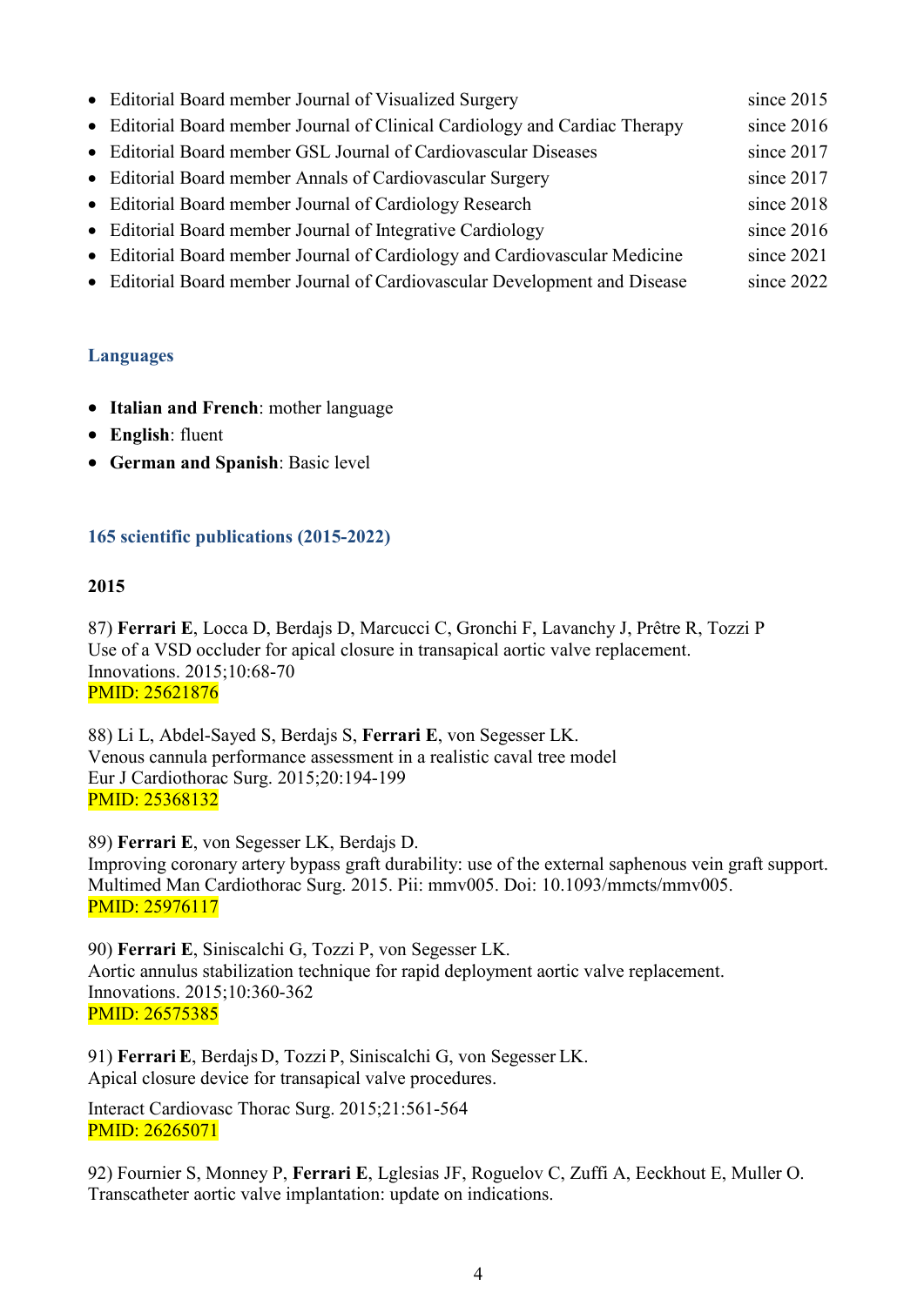- Editorial Board member Journal of Visualized Surgery since 2015
- Editorial Board member Journal of Clinical Cardiology and Cardiac Therapy since 2016
- Editorial Board member GSL Journal of Cardiovascular Diseases since 2017
- Editorial Board member Annals of Cardiovascular Surgery since 2017
- Editorial Board member Journal of Cardiology Research since 2018
- Editorial Board member Journal of Integrative Cardiology since 2016
- Editorial Board member Journal of Cardiology and Cardiovascular Medicine since 2021
- Editorial Board member Journal of Cardiovascular Development and Disease since 2022

## Languages

- **Italian and French**: mother language
- **English**: fluent
- **German and Spanish**: Basic level

## 165 scientific publications (2015-2022)

### 2015

87) **Ferrari E**, Locca D, Berdajs D, Marcucci C, Gronchi F, Lavanchy J, Prêtre R, Tozzi P
Use of a VSD occluder for apical closure in transapical aortic valve replacement.
Innovations. 2015;10:68-70
PMID: 25621876

88) Li L, Abdel-Sayed S, Berdajs S, **Ferrari E**, von Segesser LK.
Venous cannula performance assessment in a realistic caval tree model
Eur J Cardiothorac Surg. 2015;20:194-199
PMID: 25368132

89) **Ferrari E**, von Segesser LK, Berdajs D.
Improving coronary artery bypass graft durability: use of the external saphenous vein graft support.
Multimed Man Cardiothorac Surg. 2015. Pii: mmv005. Doi: 10.1093/mmcts/mmv005.
PMID: 25976117

90) **Ferrari E**, Siniscalchi G, Tozzi P, von Segesser LK.
Aortic annulus stabilization technique for rapid deployment aortic valve replacement.
Innovations. 2015;10:360-362
PMID: 26575385

91) **Ferrari E**, Berdajs D, Tozzi P, Siniscalchi G, von Segesser LK.
Apical closure device for transapical valve procedures.
Interact Cardiovasc Thorac Surg. 2015;21:561-564
PMID: 26265071

92) Fournier S, Monney P, **Ferrari E**, Lglesias JF, Roguelov C, Zuffi A, Eeckhout E, Muller O.
Transcatheter aortic valve implantation: update on indications.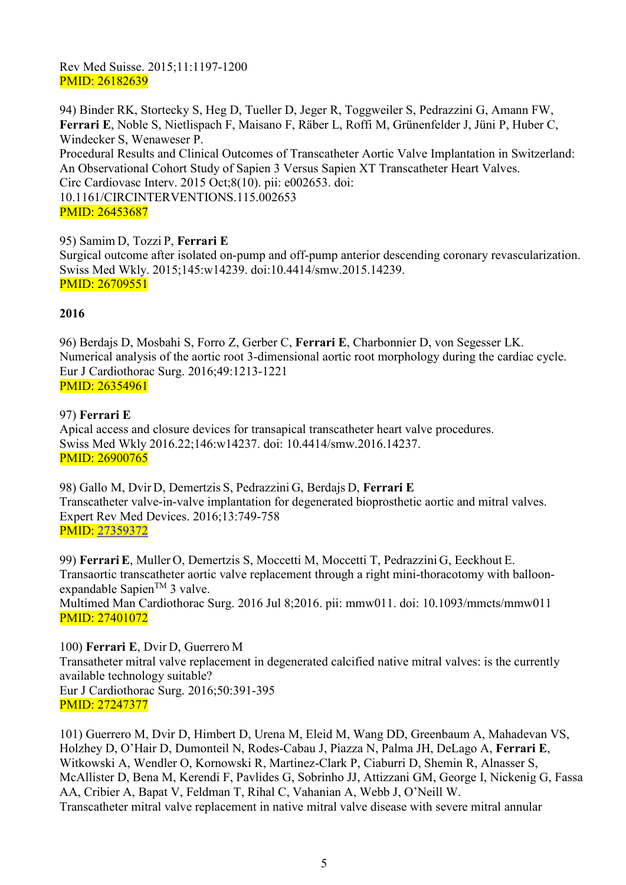Rev Med Suisse. 2015;11:1197-1200
PMID: 26182639

94) Binder RK, Stortecky S, Heg D, Tueller D, Jeger R, Toggweiler S, Pedrazzini G, Amann FW, **Ferrari E**, Noble S, Nietlispach F, Maisano F, Räber L, Roffi M, Grünenfelder J, Jüni P, Huber C, Windecker S, Wenaweser P.
Procedural Results and Clinical Outcomes of Transcatheter Aortic Valve Implantation in Switzerland: An Observational Cohort Study of Sapien 3 Versus Sapien XT Transcatheter Heart Valves.
Circ Cardiovasc Interv. 2015 Oct;8(10). pii: e002653. doi: 10.1161/CIRCINTERVENTIONS.115.002653
PMID: 26453687

95) Samim D, Tozzi P, **Ferrari E**
Surgical outcome after isolated on-pump and off-pump anterior descending coronary revascularization.
Swiss Med Wkly. 2015;145:w14239. doi:10.4414/smw.2015.14239.
PMID: 26709551

**2016**

96) Berdajs D, Mosbahi S, Forro Z, Gerber C, **Ferrari E**, Charbonnier D, von Segesser LK.
Numerical analysis of the aortic root 3-dimensional aortic root morphology during the cardiac cycle.
Eur J Cardiothorac Surg. 2016;49:1213-1221
PMID: 26354961

97) **Ferrari E**
Apical access and closure devices for transapical transcatheter heart valve procedures.
Swiss Med Wkly 2016.22;146:w14237. doi: 10.4414/smw.2016.14237.
PMID: 26900765

98) Gallo M, Dvir D, Demertzis S, Pedrazzini G, Berdajs D, **Ferrari E**
Transcatheter valve-in-valve implantation for degenerated bioprosthetic aortic and mitral valves.
Expert Rev Med Devices. 2016;13:749-758
PMID: 27359372

99) **Ferrari E**, Muller O, Demertzis S, Moccetti M, Moccetti T, Pedrazzini G, Eeckhout E.
Transaortic transcatheter aortic valve replacement through a right mini-thoracotomy with balloon-expandable Sapien™ 3 valve.
Multimed Man Cardiothorac Surg. 2016 Jul 8;2016. pii: mmw011. doi: 10.1093/mmcts/mmw011
PMID: 27401072

100) **Ferrari E**, Dvir D, Guerrero M
Transatheter mitral valve replacement in degenerated calcified native mitral valves: is the currently available technology suitable?
Eur J Cardiothorac Surg. 2016;50:391-395
PMID: 27247377

101) Guerrero M, Dvir D, Himbert D, Urena M, Eleid M, Wang DD, Greenbaum A, Mahadevan VS, Holzhey D, O'Hair D, Dumonteil N, Rodes-Cabau J, Piazza N, Palma JH, DeLago A, **Ferrari E**, Witkowski A, Wendler O, Kornowski R, Martinez-Clark P, Ciaburri D, Shemin R, Alnasser S, McAllister D, Bena M, Kerendi F, Pavlides G, Sobrinho JJ, Attizzani GM, George I, Nickenig G, Fassa AA, Cribier A, Bapat V, Feldman T, Rihal C, Vahanian A, Webb J, O'Neill W.
Transcatheter mitral valve replacement in native mitral valve disease with severe mitral annular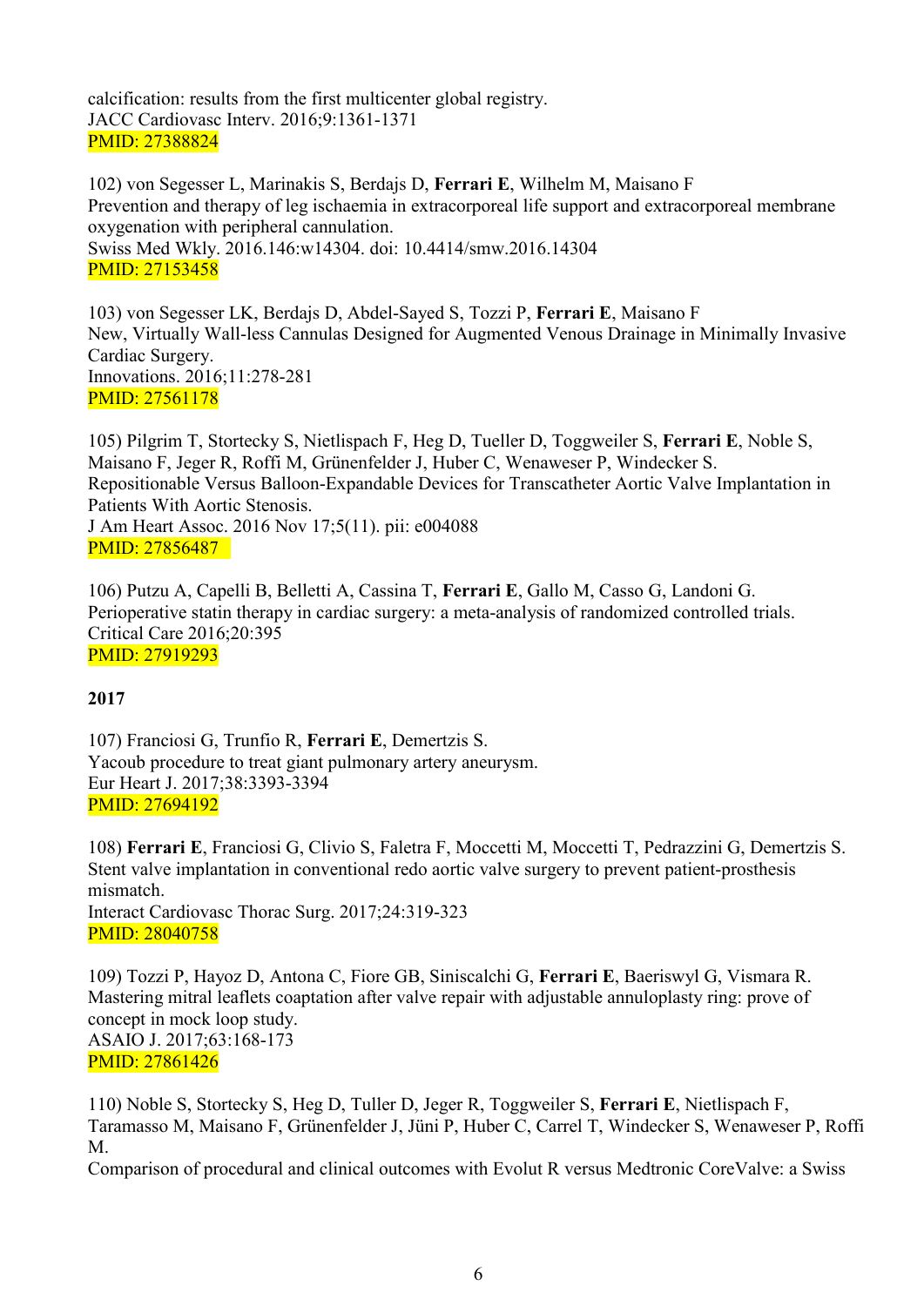calcification: results from the first multicenter global registry.
JACC Cardiovasc Interv. 2016;9:1361-1371
PMID: 27388824

102) von Segesser L, Marinakis S, Berdajs D, **Ferrari E**, Wilhelm M, Maisano F
Prevention and therapy of leg ischaemia in extracorporeal life support and extracorporeal membrane oxygenation with peripheral cannulation.
Swiss Med Wkly. 2016.146:w14304. doi: 10.4414/smw.2016.14304
PMID: 27153458

103) von Segesser LK, Berdajs D, Abdel-Sayed S, Tozzi P, **Ferrari E**, Maisano F
New, Virtually Wall-less Cannulas Designed for Augmented Venous Drainage in Minimally Invasive Cardiac Surgery.
Innovations. 2016;11:278-281
PMID: 27561178

105) Pilgrim T, Stortecky S, Nietlispach F, Heg D, Tueller D, Toggweiler S, **Ferrari E**, Noble S, Maisano F, Jeger R, Roffi M, Grünenfelder J, Huber C, Wenaweser P, Windecker S.
Repositionable Versus Balloon-Expandable Devices for Transcatheter Aortic Valve Implantation in Patients With Aortic Stenosis.
J Am Heart Assoc. 2016 Nov 17;5(11). pii: e004088
PMID: 27856487

106) Putzu A, Capelli B, Belletti A, Cassina T, **Ferrari E**, Gallo M, Casso G, Landoni G.
Perioperative statin therapy in cardiac surgery: a meta-analysis of randomized controlled trials.
Critical Care 2016;20:395
PMID: 27919293

**2017**

107) Franciosi G, Trunfio R, **Ferrari E**, Demertzis S.
Yacoub procedure to treat giant pulmonary artery aneurysm.
Eur Heart J. 2017;38:3393-3394
PMID: 27694192

108) **Ferrari E**, Franciosi G, Clivio S, Faletra F, Moccetti M, Moccetti T, Pedrazzini G, Demertzis S.
Stent valve implantation in conventional redo aortic valve surgery to prevent patient-prosthesis mismatch.
Interact Cardiovasc Thorac Surg. 2017;24:319-323
PMID: 28040758

109) Tozzi P, Hayoz D, Antona C, Fiore GB, Siniscalchi G, **Ferrari E**, Baeriswyl G, Vismara R.
Mastering mitral leaflets coaptation after valve repair with adjustable annuloplasty ring: prove of concept in mock loop study.
ASAIO J. 2017;63:168-173
PMID: 27861426

110) Noble S, Stortecky S, Heg D, Tuller D, Jeger R, Toggweiler S, **Ferrari E**, Nietlispach F, Taramasso M, Maisano F, Grünenfelder J, Jüni P, Huber C, Carrel T, Windecker S, Wenaweser P, Roffi M.
Comparison of procedural and clinical outcomes with Evolut R versus Medtronic CoreValve: a Swiss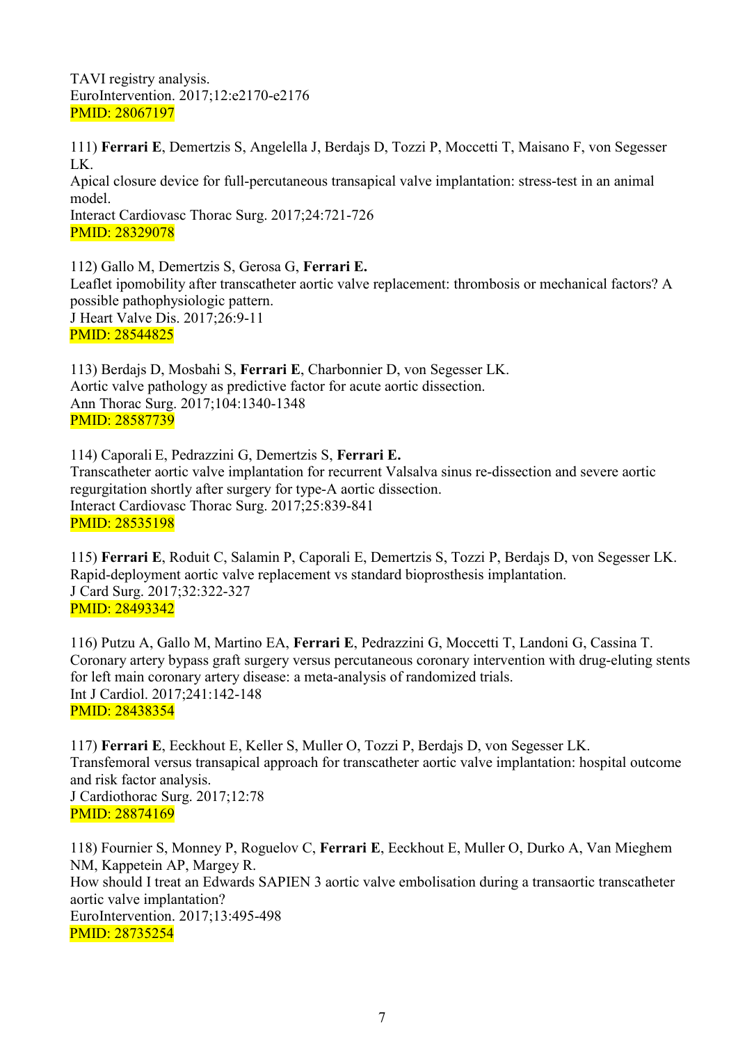TAVI registry analysis.
EuroIntervention. 2017;12:e2170-e2176
PMID: 28067197

111) **Ferrari E**, Demertzis S, Angelella J, Berdajs D, Tozzi P, Moccetti T, Maisano F, von Segesser LK.
Apical closure device for full-percutaneous transapical valve implantation: stress-test in an animal model.
Interact Cardiovasc Thorac Surg. 2017;24:721-726
PMID: 28329078

112) Gallo M, Demertzis S, Gerosa G, **Ferrari E.**
Leaflet ipomobility after transcatheter aortic valve replacement: thrombosis or mechanical factors? A possible pathophysiologic pattern.
J Heart Valve Dis. 2017;26:9-11
PMID: 28544825

113) Berdajs D, Mosbahi S, **Ferrari E**, Charbonnier D, von Segesser LK.
Aortic valve pathology as predictive factor for acute aortic dissection.
Ann Thorac Surg. 2017;104:1340-1348
PMID: 28587739

114) Caporali E, Pedrazzini G, Demertzis S, **Ferrari E.**
Transcatheter aortic valve implantation for recurrent Valsalva sinus re-dissection and severe aortic regurgitation shortly after surgery for type-A aortic dissection.
Interact Cardiovasc Thorac Surg. 2017;25:839-841
PMID: 28535198

115) **Ferrari E**, Roduit C, Salamin P, Caporali E, Demertzis S, Tozzi P, Berdajs D, von Segesser LK.
Rapid-deployment aortic valve replacement vs standard bioprosthesis implantation.
J Card Surg. 2017;32:322-327
PMID: 28493342

116) Putzu A, Gallo M, Martino EA, **Ferrari E**, Pedrazzini G, Moccetti T, Landoni G, Cassina T.
Coronary artery bypass graft surgery versus percutaneous coronary intervention with drug-eluting stents for left main coronary artery disease: a meta-analysis of randomized trials.
Int J Cardiol. 2017;241:142-148
PMID: 28438354

117) **Ferrari E**, Eeckhout E, Keller S, Muller O, Tozzi P, Berdajs D, von Segesser LK.
Transfemoral versus transapical approach for transcatheter aortic valve implantation: hospital outcome and risk factor analysis.
J Cardiothorac Surg. 2017;12:78
PMID: 28874169

118) Fournier S, Monney P, Roguelov C, **Ferrari E**, Eeckhout E, Muller O, Durko A, Van Mieghem NM, Kappetein AP, Margey R.
How should I treat an Edwards SAPIEN 3 aortic valve embolisation during a transaortic transcatheter aortic valve implantation?
EuroIntervention. 2017;13:495-498
PMID: 28735254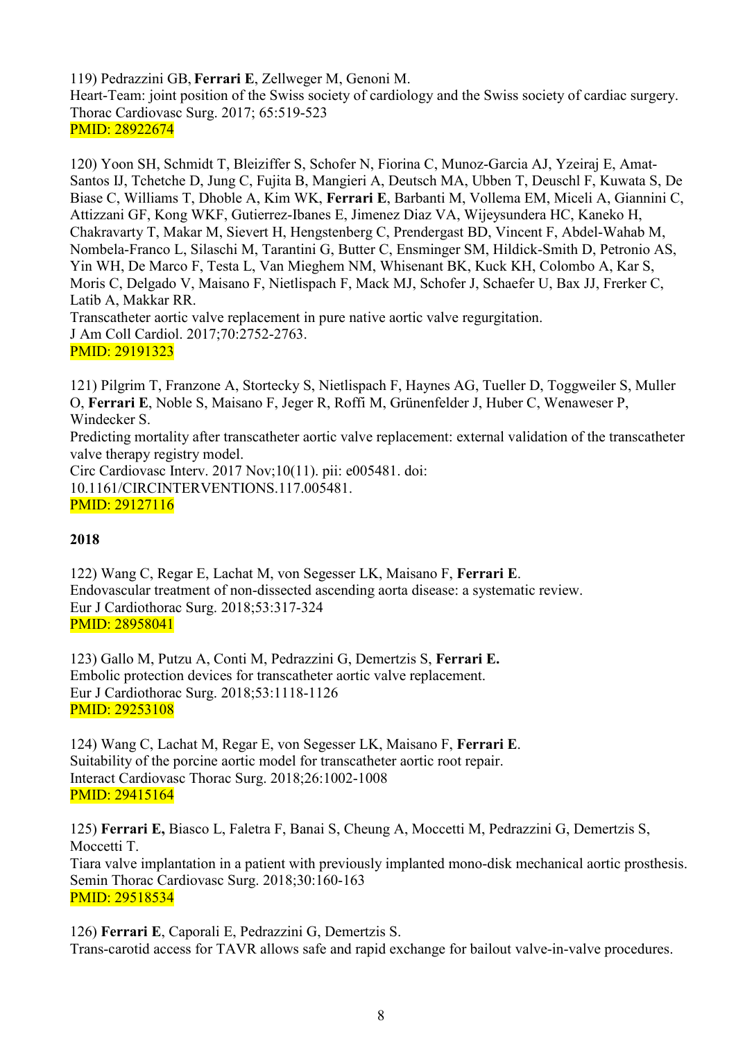119) Pedrazzini GB, **Ferrari E**, Zellweger M, Genoni M.
Heart-Team: joint position of the Swiss society of cardiology and the Swiss society of cardiac surgery.
Thorac Cardiovasc Surg. 2017; 65:519-523
PMID: 28922674

120) Yoon SH, Schmidt T, Bleiziffer S, Schofer N, Fiorina C, Munoz-Garcia AJ, Yzeiraj E, Amat-Santos IJ, Tchetche D, Jung C, Fujita B, Mangieri A, Deutsch MA, Ubben T, Deuschl F, Kuwata S, De Biase C, Williams T, Dhoble A, Kim WK, **Ferrari E**, Barbanti M, Vollema EM, Miceli A, Giannini C, Attizzani GF, Kong WKF, Gutierrez-Ibanes E, Jimenez Diaz VA, Wijeysundera HC, Kaneko H, Chakravarty T, Makar M, Sievert H, Hengstenberg C, Prendergast BD, Vincent F, Abdel-Wahab M, Nombela-Franco L, Silaschi M, Tarantini G, Butter C, Ensminger SM, Hildick-Smith D, Petronio AS, Yin WH, De Marco F, Testa L, Van Mieghem NM, Whisenant BK, Kuck KH, Colombo A, Kar S, Moris C, Delgado V, Maisano F, Nietlispach F, Mack MJ, Schofer J, Schaefer U, Bax JJ, Frerker C, Latib A, Makkar RR.
Transcatheter aortic valve replacement in pure native aortic valve regurgitation.
J Am Coll Cardiol. 2017;70:2752-2763.
PMID: 29191323

121) Pilgrim T, Franzone A, Stortecky S, Nietlispach F, Haynes AG, Tueller D, Toggweiler S, Muller O, **Ferrari E**, Noble S, Maisano F, Jeger R, Roffi M, Grünenfelder J, Huber C, Wenaweser P, Windecker S.
Predicting mortality after transcatheter aortic valve replacement: external validation of the transcatheter valve therapy registry model.
Circ Cardiovasc Interv. 2017 Nov;10(11). pii: e005481. doi: 10.1161/CIRCINTERVENTIONS.117.005481.
PMID: 29127116

**2018**

122) Wang C, Regar E, Lachat M, von Segesser LK, Maisano F, **Ferrari E**.
Endovascular treatment of non-dissected ascending aorta disease: a systematic review.
Eur J Cardiothorac Surg. 2018;53:317-324
PMID: 28958041

123) Gallo M, Putzu A, Conti M, Pedrazzini G, Demertzis S, **Ferrari E.**
Embolic protection devices for transcatheter aortic valve replacement.
Eur J Cardiothorac Surg. 2018;53:1118-1126
PMID: 29253108

124) Wang C, Lachat M, Regar E, von Segesser LK, Maisano F, **Ferrari E**.
Suitability of the porcine aortic model for transcatheter aortic root repair.
Interact Cardiovasc Thorac Surg. 2018;26:1002-1008
PMID: 29415164

125) **Ferrari E,** Biasco L, Faletra F, Banai S, Cheung A, Moccetti M, Pedrazzini G, Demertzis S, Moccetti T.
Tiara valve implantation in a patient with previously implanted mono-disk mechanical aortic prosthesis.
Semin Thorac Cardiovasc Surg. 2018;30:160-163
PMID: 29518534

126) **Ferrari E**, Caporali E, Pedrazzini G, Demertzis S.
Trans-carotid access for TAVR allows safe and rapid exchange for bailout valve-in-valve procedures.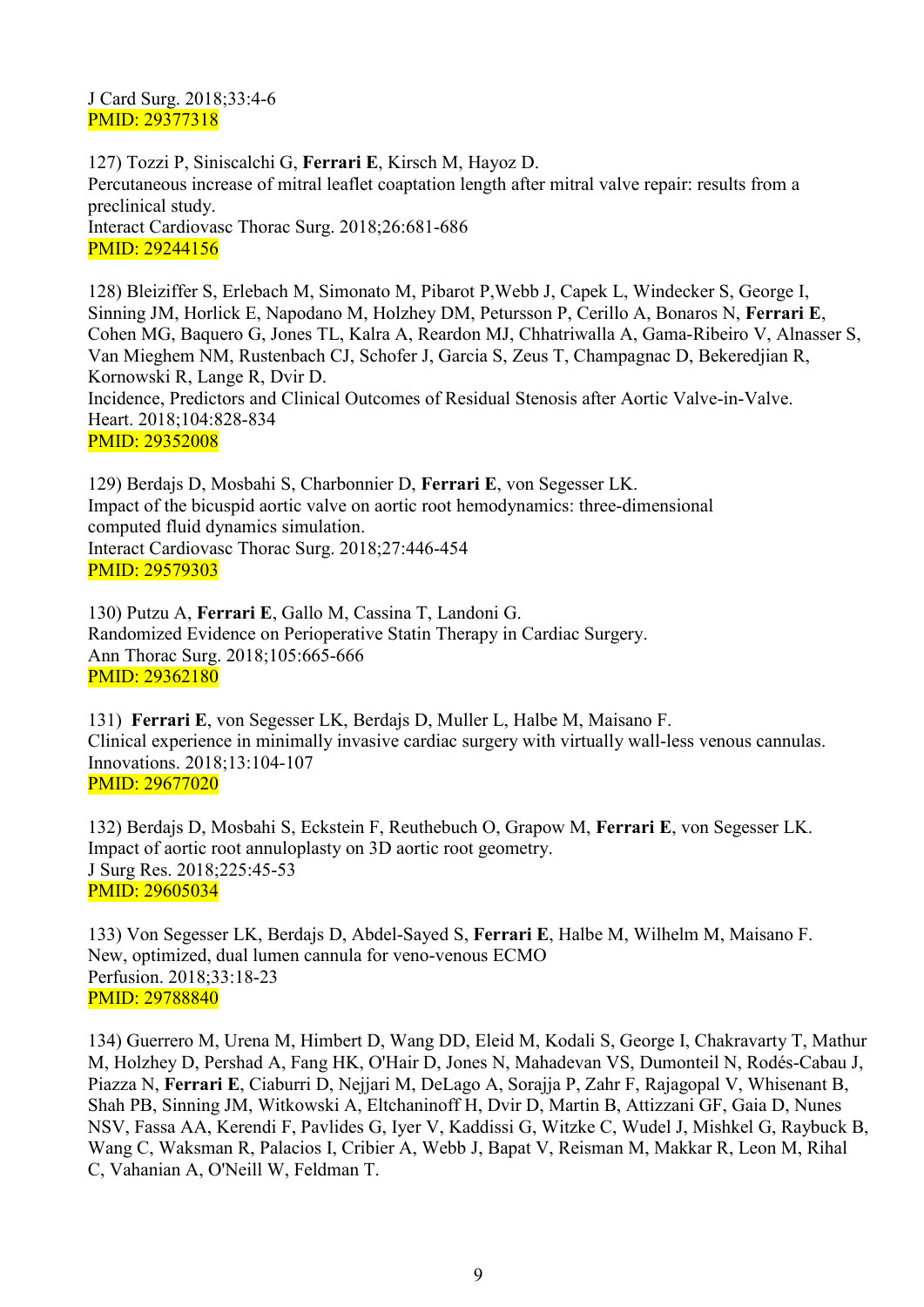J Card Surg. 2018;33:4-6
PMID: 29377318

127) Tozzi P, Siniscalchi G, **Ferrari E**, Kirsch M, Hayoz D.
Percutaneous increase of mitral leaflet coaptation length after mitral valve repair: results from a preclinical study.
Interact Cardiovasc Thorac Surg. 2018;26:681-686
PMID: 29244156

128) Bleiziffer S, Erlebach M, Simonato M, Pibarot P,Webb J, Capek L, Windecker S, George I, Sinning JM, Horlick E, Napodano M, Holzhey DM, Petursson P, Cerillo A, Bonaros N, **Ferrari E**, Cohen MG, Baquero G, Jones TL, Kalra A, Reardon MJ, Chhatriwalla A, Gama-Ribeiro V, Alnasser S, Van Mieghem NM, Rustenbach CJ, Schofer J, Garcia S, Zeus T, Champagnac D, Bekeredjian R, Kornowski R, Lange R, Dvir D.
Incidence, Predictors and Clinical Outcomes of Residual Stenosis after Aortic Valve-in-Valve.
Heart. 2018;104:828-834
PMID: 29352008

129) Berdajs D, Mosbahi S, Charbonnier D, **Ferrari E**, von Segesser LK.
Impact of the bicuspid aortic valve on aortic root hemodynamics: three-dimensional computed fluid dynamics simulation.
Interact Cardiovasc Thorac Surg. 2018;27:446-454
PMID: 29579303

130) Putzu A, **Ferrari E**, Gallo M, Cassina T, Landoni G.
Randomized Evidence on Perioperative Statin Therapy in Cardiac Surgery.
Ann Thorac Surg. 2018;105:665-666
PMID: 29362180

131) **Ferrari E**, von Segesser LK, Berdajs D, Muller L, Halbe M, Maisano F.
Clinical experience in minimally invasive cardiac surgery with virtually wall-less venous cannulas.
Innovations. 2018;13:104-107
PMID: 29677020

132) Berdajs D, Mosbahi S, Eckstein F, Reuthebuch O, Grapow M, **Ferrari E**, von Segesser LK.
Impact of aortic root annuloplasty on 3D aortic root geometry.
J Surg Res. 2018;225:45-53
PMID: 29605034

133) Von Segesser LK, Berdajs D, Abdel-Sayed S, **Ferrari E**, Halbe M, Wilhelm M, Maisano F.
New, optimized, dual lumen cannula for veno-venous ECMO
Perfusion. 2018;33:18-23
PMID: 29788840

134) Guerrero M, Urena M, Himbert D, Wang DD, Eleid M, Kodali S, George I, Chakravarty T, Mathur M, Holzhey D, Pershad A, Fang HK, O'Hair D, Jones N, Mahadevan VS, Dumonteil N, Rodés-Cabau J, Piazza N, **Ferrari E**, Ciaburri D, Nejjari M, DeLago A, Sorajja P, Zahr F, Rajagopal V, Whisenant B, Shah PB, Sinning JM, Witkowski A, Eltchaninoff H, Dvir D, Martin B, Attizzani GF, Gaia D, Nunes NSV, Fassa AA, Kerendi F, Pavlides G, Iyer V, Kaddissi G, Witzke C, Wudel J, Mishkel G, Raybuck B, Wang C, Waksman R, Palacios I, Cribier A, Webb J, Bapat V, Reisman M, Makkar R, Leon M, Rihal C, Vahanian A, O'Neill W, Feldman T.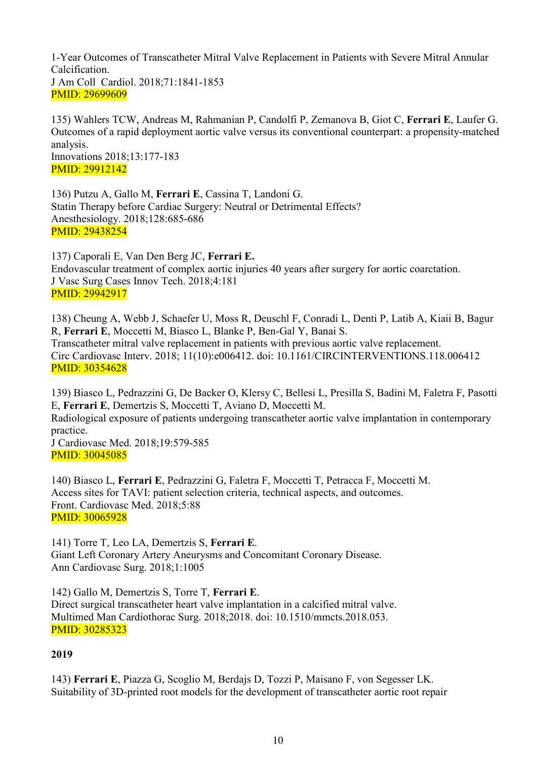1-Year Outcomes of Transcatheter Mitral Valve Replacement in Patients with Severe Mitral Annular Calcification.
J Am Coll Cardiol. 2018;71:1841-1853
PMID: 29699609

135) Wahlers TCW, Andreas M, Rahmanian P, Candolfi P, Zemanova B, Giot C, **Ferrari E**, Laufer G.
Outcomes of a rapid deployment aortic valve versus its conventional counterpart: a propensity-matched analysis.
Innovations 2018;13:177-183
PMID: 29912142

136) Putzu A, Gallo M, **Ferrari E**, Cassina T, Landoni G.
Statin Therapy before Cardiac Surgery: Neutral or Detrimental Effects?
Anesthesiology. 2018;128:685-686
PMID: 29438254

137) Caporali E, Van Den Berg JC, **Ferrari E.**
Endovascular treatment of complex aortic injuries 40 years after surgery for aortic coarctation.
J Vasc Surg Cases Innov Tech. 2018;4:181
PMID: 29942917

138) Cheung A, Webb J, Schaefer U, Moss R, Deuschl F, Conradi L, Denti P, Latib A, Kiaii B, Bagur R, **Ferrari E**, Moccetti M, Biasco L, Blanke P, Ben-Gal Y, Banai S.
Transcatheter mitral valve replacement in patients with previous aortic valve replacement.
Circ Cardiovasc Interv. 2018; 11(10):e006412. doi: 10.1161/CIRCINTERVENTIONS.118.006412
PMID: 30354628

139) Biasco L, Pedrazzini G, De Backer O, Klersy C, Bellesi L, Presilla S, Badini M, Faletra F, Pasotti E, **Ferrari E**, Demertzis S, Moccetti T, Aviano D, Moccetti M.
Radiological exposure of patients undergoing transcatheter aortic valve implantation in contemporary practice.
J Cardiovasc Med. 2018;19:579-585
PMID: 30045085

140) Biasco L, **Ferrari E**, Pedrazzini G, Faletra F, Moccetti T, Petracca F, Moccetti M.
Access sites for TAVI: patient selection criteria, technical aspects, and outcomes.
Front. Cardiovasc Med. 2018;5:88
PMID: 30065928

141) Torre T, Leo LA, Demertzis S, **Ferrari E**.
Giant Left Coronary Artery Aneurysms and Concomitant Coronary Disease.
Ann Cardiovasc Surg. 2018;1:1005

142) Gallo M, Demertzis S, Torre T, **Ferrari E**.
Direct surgical transcatheter heart valve implantation in a calcified mitral valve.
Multimed Man Cardiothorac Surg. 2018;2018. doi: 10.1510/mmcts.2018.053.
PMID: 30285323

**2019**

143) **Ferrari E**, Piazza G, Scoglio M, Berdajs D, Tozzi P, Maisano F, von Segesser LK.
Suitability of 3D-printed root models for the development of transcatheter aortic root repair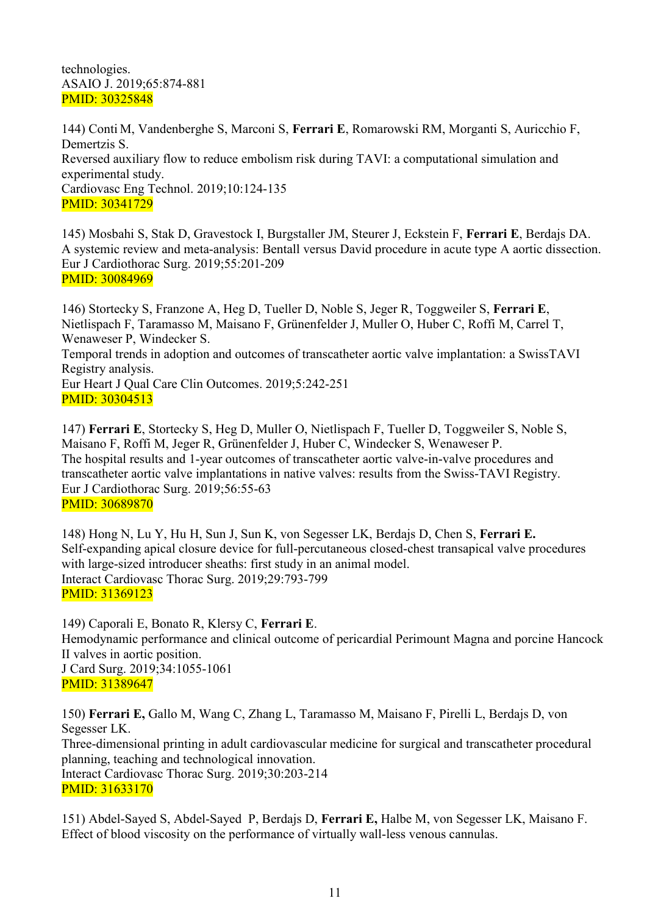technologies.
ASAIO J. 2019;65:874-881
PMID: 30325848

144) Conti M, Vandenberghe S, Marconi S, **Ferrari E**, Romarowski RM, Morganti S, Auricchio F, Demertzis S.
Reversed auxiliary flow to reduce embolism risk during TAVI: a computational simulation and experimental study.
Cardiovasc Eng Technol. 2019;10:124-135
PMID: 30341729

145) Mosbahi S, Stak D, Gravestock I, Burgstaller JM, Steurer J, Eckstein F, **Ferrari E**, Berdajs DA.
A systemic review and meta-analysis: Bentall versus David procedure in acute type A aortic dissection.
Eur J Cardiothorac Surg. 2019;55:201-209
PMID: 30084969

146) Stortecky S, Franzone A, Heg D, Tueller D, Noble S, Jeger R, Toggweiler S, **Ferrari E**, Nietlispach F, Taramasso M, Maisano F, Grünenfelder J, Muller O, Huber C, Roffi M, Carrel T, Wenaweser P, Windecker S.
Temporal trends in adoption and outcomes of transcatheter aortic valve implantation: a SwissTAVI Registry analysis.
Eur Heart J Qual Care Clin Outcomes. 2019;5:242-251
PMID: 30304513

147) **Ferrari E**, Stortecky S, Heg D, Muller O, Nietlispach F, Tueller D, Toggweiler S, Noble S, Maisano F, Roffi M, Jeger R, Grünenfelder J, Huber C, Windecker S, Wenaweser P.
The hospital results and 1-year outcomes of transcatheter aortic valve-in-valve procedures and transcatheter aortic valve implantations in native valves: results from the Swiss-TAVI Registry.
Eur J Cardiothorac Surg. 2019;56:55-63
PMID: 30689870

148) Hong N, Lu Y, Hu H, Sun J, Sun K, von Segesser LK, Berdajs D, Chen S, **Ferrari E.**
Self-expanding apical closure device for full-percutaneous closed-chest transapical valve procedures with large-sized introducer sheaths: first study in an animal model.
Interact Cardiovasc Thorac Surg. 2019;29:793-799
PMID: 31369123

149) Caporali E, Bonato R, Klersy C, **Ferrari E**.
Hemodynamic performance and clinical outcome of pericardial Perimount Magna and porcine Hancock II valves in aortic position.
J Card Surg. 2019;34:1055-1061
PMID: 31389647

150) **Ferrari E,** Gallo M, Wang C, Zhang L, Taramasso M, Maisano F, Pirelli L, Berdajs D, von Segesser LK.
Three-dimensional printing in adult cardiovascular medicine for surgical and transcatheter procedural planning, teaching and technological innovation.
Interact Cardiovasc Thorac Surg. 2019;30:203-214
PMID: 31633170

151) Abdel-Sayed S, Abdel-Sayed P, Berdajs D, **Ferrari E,** Halbe M, von Segesser LK, Maisano F.
Effect of blood viscosity on the performance of virtually wall-less venous cannulas.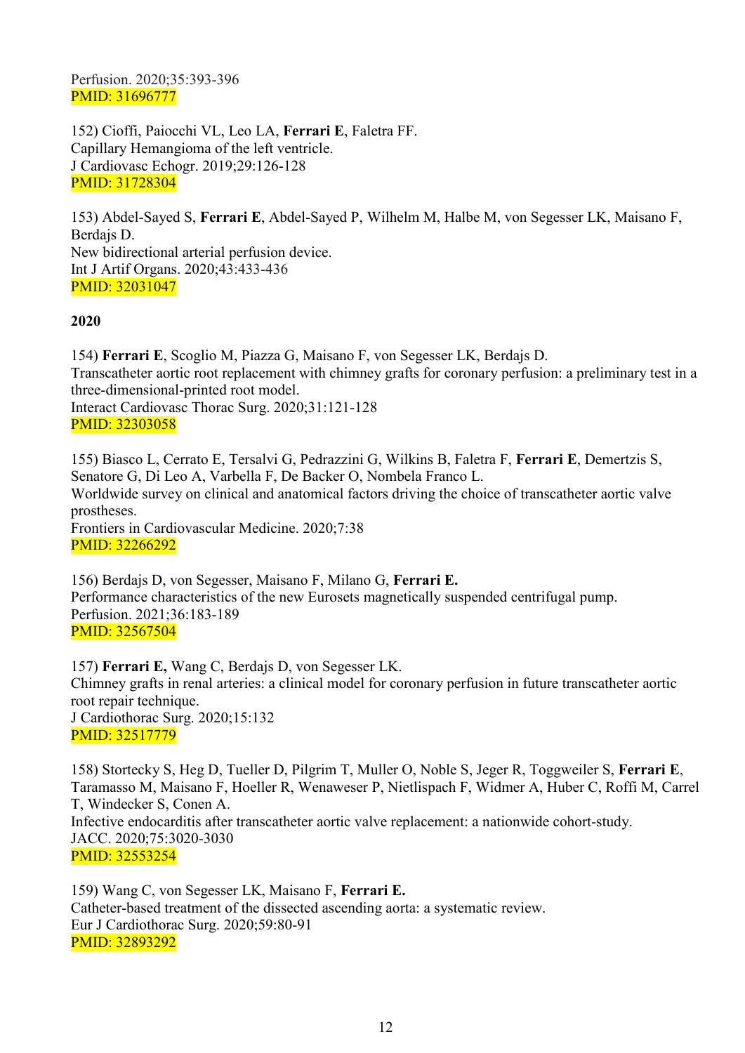Perfusion. 2020;35:393-396
PMID: 31696777

152) Cioffi, Paiocchi VL, Leo LA, **Ferrari E**, Faletra FF.
Capillary Hemangioma of the left ventricle.
J Cardiovasc Echogr. 2019;29:126-128
PMID: 31728304

153) Abdel-Sayed S, **Ferrari E**, Abdel-Sayed P, Wilhelm M, Halbe M, von Segesser LK, Maisano F, Berdajs D.
New bidirectional arterial perfusion device.
Int J Artif Organs. 2020;43:433-436
PMID: 32031047

**2020**

154) **Ferrari E**, Scoglio M, Piazza G, Maisano F, von Segesser LK, Berdajs D.
Transcatheter aortic root replacement with chimney grafts for coronary perfusion: a preliminary test in a three-dimensional-printed root model.
Interact Cardiovasc Thorac Surg. 2020;31:121-128
PMID: 32303058

155) Biasco L, Cerrato E, Tersalvi G, Pedrazzini G, Wilkins B, Faletra F, **Ferrari E**, Demertzis S, Senatore G, Di Leo A, Varbella F, De Backer O, Nombela Franco L.
Worldwide survey on clinical and anatomical factors driving the choice of transcatheter aortic valve prostheses.
Frontiers in Cardiovascular Medicine. 2020;7:38
PMID: 32266292

156) Berdajs D, von Segesser, Maisano F, Milano G, **Ferrari E.**
Performance characteristics of the new Eurosets magnetically suspended centrifugal pump.
Perfusion. 2021;36:183-189
PMID: 32567504

157) **Ferrari E,** Wang C, Berdajs D, von Segesser LK.
Chimney grafts in renal arteries: a clinical model for coronary perfusion in future transcatheter aortic root repair technique.
J Cardiothorac Surg. 2020;15:132
PMID: 32517779

158) Stortecky S, Heg D, Tueller D, Pilgrim T, Muller O, Noble S, Jeger R, Toggweiler S, **Ferrari E**, Taramasso M, Maisano F, Hoeller R, Wenaweser P, Nietlispach F, Widmer A, Huber C, Roffi M, Carrel T, Windecker S, Conen A.
Infective endocarditis after transcatheter aortic valve replacement: a nationwide cohort-study.
JACC. 2020;75:3020-3030
PMID: 32553254

159) Wang C, von Segesser LK, Maisano F, **Ferrari E.**
Catheter-based treatment of the dissected ascending aorta: a systematic review.
Eur J Cardiothorac Surg. 2020;59:80-91
PMID: 32893292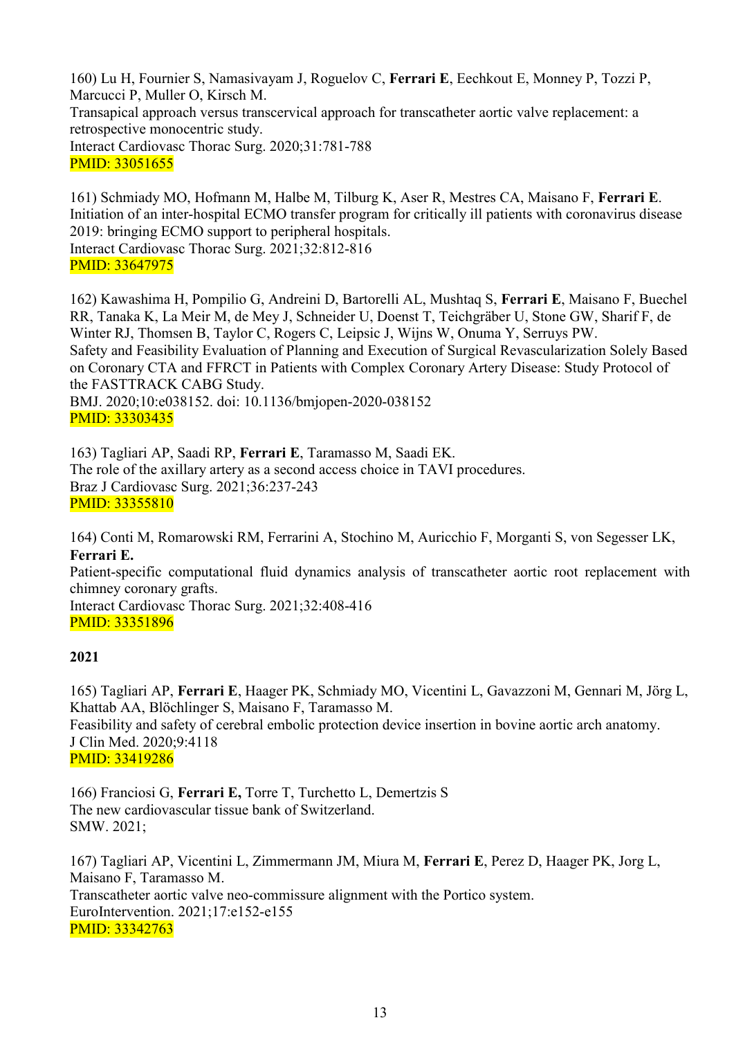160) Lu H, Fournier S, Namasivayam J, Roguelov C, **Ferrari E**, Eechkout E, Monney P, Tozzi P, Marcucci P, Muller O, Kirsch M.
Transapical approach versus transcervical approach for transcatheter aortic valve replacement: a retrospective monocentric study.
Interact Cardiovasc Thorac Surg. 2020;31:781-788
PMID: 33051655

161) Schmiady MO, Hofmann M, Halbe M, Tilburg K, Aser R, Mestres CA, Maisano F, **Ferrari E**.
Initiation of an inter-hospital ECMO transfer program for critically ill patients with coronavirus disease 2019: bringing ECMO support to peripheral hospitals.
Interact Cardiovasc Thorac Surg. 2021;32:812-816
PMID: 33647975

162) Kawashima H, Pompilio G, Andreini D, Bartorelli AL, Mushtaq S, **Ferrari E**, Maisano F, Buechel RR, Tanaka K, La Meir M, de Mey J, Schneider U, Doenst T, Teichgräber U, Stone GW, Sharif F, de Winter RJ, Thomsen B, Taylor C, Rogers C, Leipsic J, Wijns W, Onuma Y, Serruys PW.
Safety and Feasibility Evaluation of Planning and Execution of Surgical Revascularization Solely Based on Coronary CTA and FFRCT in Patients with Complex Coronary Artery Disease: Study Protocol of the FASTTRACK CABG Study.
BMJ. 2020;10:e038152. doi: 10.1136/bmjopen-2020-038152
PMID: 33303435

163) Tagliari AP, Saadi RP, **Ferrari E**, Taramasso M, Saadi EK.
The role of the axillary artery as a second access choice in TAVI procedures.
Braz J Cardiovasc Surg. 2021;36:237-243
PMID: 33355810

164) Conti M, Romarowski RM, Ferrarini A, Stochino M, Auricchio F, Morganti S, von Segesser LK, **Ferrari E.**
Patient-specific computational fluid dynamics analysis of transcatheter aortic root replacement with chimney coronary grafts.
Interact Cardiovasc Thorac Surg. 2021;32:408-416
PMID: 33351896

**2021**

165) Tagliari AP, **Ferrari E**, Haager PK, Schmiady MO, Vicentini L, Gavazzoni M, Gennari M, Jörg L, Khattab AA, Blöchlinger S, Maisano F, Taramasso M.
Feasibility and safety of cerebral embolic protection device insertion in bovine aortic arch anatomy.
J Clin Med. 2020;9:4118
PMID: 33419286

166) Franciosi G, **Ferrari E,** Torre T, Turchetto L, Demertzis S
The new cardiovascular tissue bank of Switzerland.
SMW. 2021;

167) Tagliari AP, Vicentini L, Zimmermann JM, Miura M, **Ferrari E**, Perez D, Haager PK, Jorg L, Maisano F, Taramasso M.
Transcatheter aortic valve neo-commissure alignment with the Portico system.
EuroIntervention. 2021;17:e152-e155
PMID: 33342763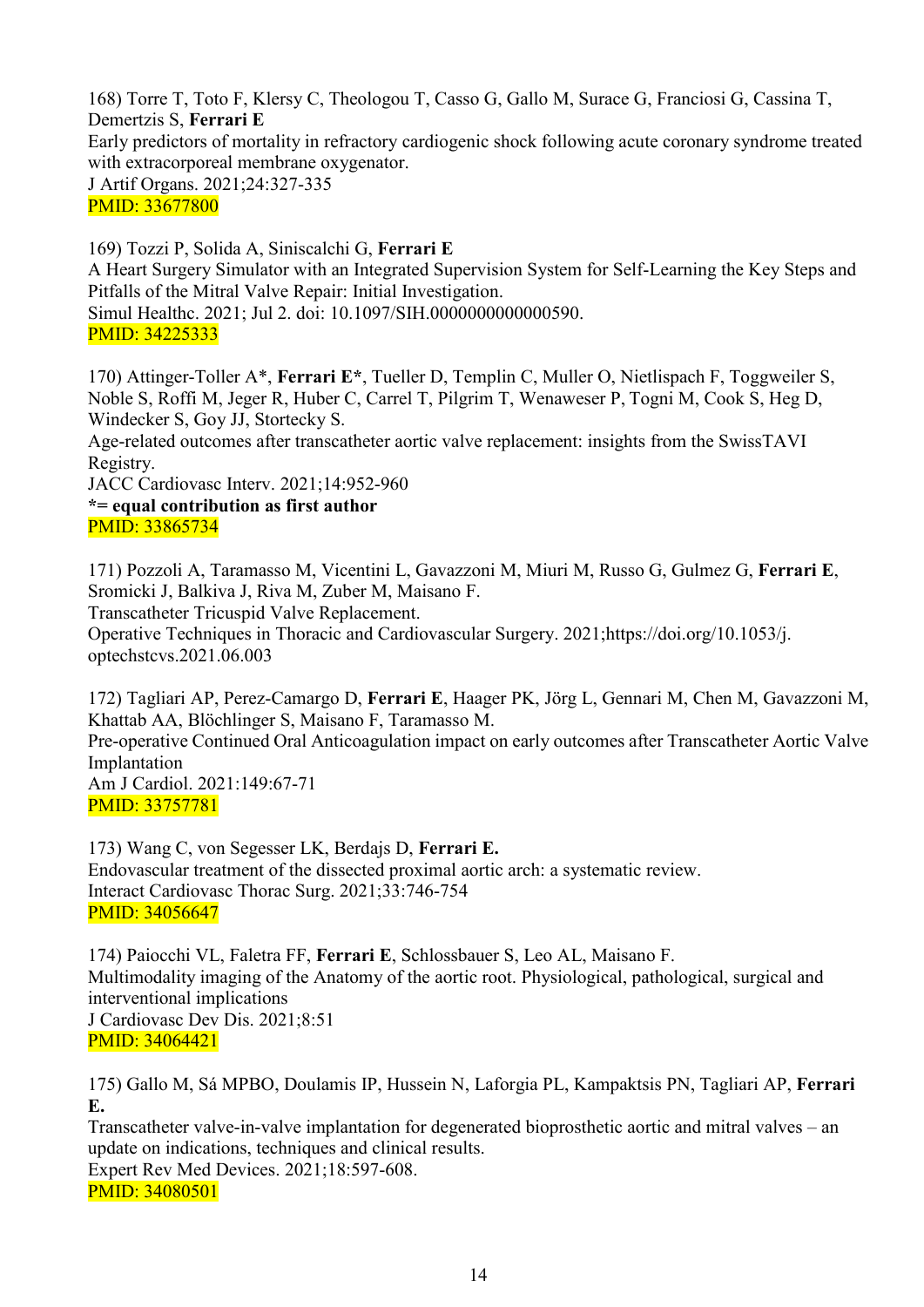168) Torre T, Toto F, Klersy C, Theologou T, Casso G, Gallo M, Surace G, Franciosi G, Cassina T, Demertzis S, **Ferrari E**
Early predictors of mortality in refractory cardiogenic shock following acute coronary syndrome treated with extracorporeal membrane oxygenator.
J Artif Organs. 2021;24:327-335
PMID: 33677800

169) Tozzi P, Solida A, Siniscalchi G, **Ferrari E**
A Heart Surgery Simulator with an Integrated Supervision System for Self-Learning the Key Steps and Pitfalls of the Mitral Valve Repair: Initial Investigation.
Simul Healthc. 2021; Jul 2. doi: 10.1097/SIH.0000000000000590.
PMID: 34225333

170) Attinger-Toller A*, **Ferrari E***, Tueller D, Templin C, Muller O, Nietlispach F, Toggweiler S, Noble S, Roffi M, Jeger R, Huber C, Carrel T, Pilgrim T, Wenaweser P, Togni M, Cook S, Heg D, Windecker S, Goy JJ, Stortecky S.
Age-related outcomes after transcatheter aortic valve replacement: insights from the SwissTAVI Registry.
JACC Cardiovasc Interv. 2021;14:952-960
**\*= equal contribution as first author**
PMID: 33865734

171) Pozzoli A, Taramasso M, Vicentini L, Gavazzoni M, Miuri M, Russo G, Gulmez G, **Ferrari E**, Sromicki J, Balkiva J, Riva M, Zuber M, Maisano F.
Transcatheter Tricuspid Valve Replacement.
Operative Techniques in Thoracic and Cardiovascular Surgery. 2021;https://doi.org/10.1053/j.optechstcvs.2021.06.003

172) Tagliari AP, Perez-Camargo D, **Ferrari E**, Haager PK, Jörg L, Gennari M, Chen M, Gavazzoni M, Khattab AA, Blöchlinger S, Maisano F, Taramasso M.
Pre-operative Continued Oral Anticoagulation impact on early outcomes after Transcatheter Aortic Valve Implantation
Am J Cardiol. 2021:149:67-71
PMID: 33757781

173) Wang C, von Segesser LK, Berdajs D, **Ferrari E.**
Endovascular treatment of the dissected proximal aortic arch: a systematic review.
Interact Cardiovasc Thorac Surg. 2021;33:746-754
PMID: 34056647

174) Paiocchi VL, Faletra FF, **Ferrari E**, Schlossbauer S, Leo AL, Maisano F.
Multimodality imaging of the Anatomy of the aortic root. Physiological, pathological, surgical and interventional implications
J Cardiovasc Dev Dis. 2021;8:51
PMID: 34064421

175) Gallo M, Sá MPBO, Doulamis IP, Hussein N, Laforgia PL, Kampaktsis PN, Tagliari AP, **Ferrari E.**
Transcatheter valve-in-valve implantation for degenerated bioprosthetic aortic and mitral valves – an update on indications, techniques and clinical results.
Expert Rev Med Devices. 2021;18:597-608.
PMID: 34080501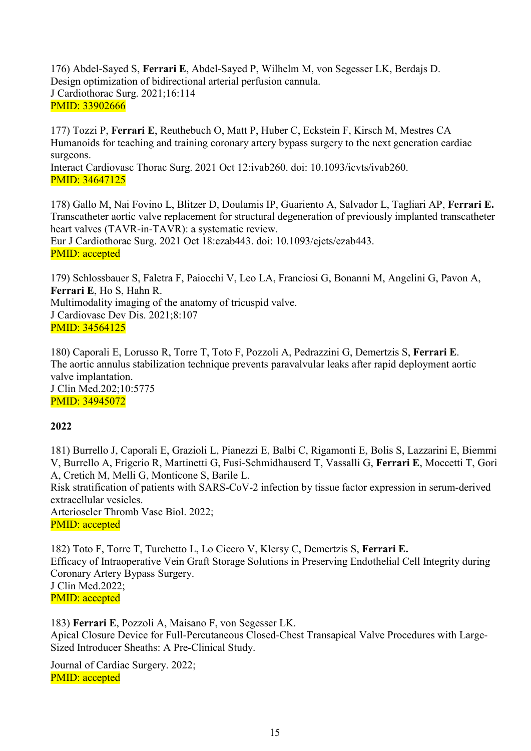176) Abdel-Sayed S, **Ferrari E**, Abdel-Sayed P, Wilhelm M, von Segesser LK, Berdajs D.
Design optimization of bidirectional arterial perfusion cannula.
J Cardiothorac Surg. 2021;16:114
PMID: 33902666

177) Tozzi P, **Ferrari E**, Reuthebuch O, Matt P, Huber C, Eckstein F, Kirsch M, Mestres CA
Humanoids for teaching and training coronary artery bypass surgery to the next generation cardiac surgeons.
Interact Cardiovasc Thorac Surg. 2021 Oct 12:ivab260. doi: 10.1093/icvts/ivab260.
PMID: 34647125

178) Gallo M, Nai Fovino L, Blitzer D, Doulamis IP, Guariento A, Salvador L, Tagliari AP, **Ferrari E.**
Transcatheter aortic valve replacement for structural degeneration of previously implanted transcatheter heart valves (TAVR-in-TAVR): a systematic review.
Eur J Cardiothorac Surg. 2021 Oct 18:ezab443. doi: 10.1093/ejcts/ezab443.
PMID: accepted

179) Schlossbauer S, Faletra F, Paiocchi V, Leo LA, Franciosi G, Bonanni M, Angelini G, Pavon A, **Ferrari E**, Ho S, Hahn R.
Multimodality imaging of the anatomy of tricuspid valve.
J Cardiovasc Dev Dis. 2021;8:107
PMID: 34564125

180) Caporali E, Lorusso R, Torre T, Toto F, Pozzoli A, Pedrazzini G, Demertzis S, **Ferrari E**.
The aortic annulus stabilization technique prevents paravalvular leaks after rapid deployment aortic valve implantation.
J Clin Med.202;10:5775
PMID: 34945072

**2022**

181) Burrello J, Caporali E, Grazioli L, Pianezzi E, Balbi C, Rigamonti E, Bolis S, Lazzarini E, Biemmi V, Burrello A, Frigerio R, Martinetti G, Fusi-Schmidhauserd T, Vassalli G, **Ferrari E**, Moccetti T, Gori A, Cretich M, Melli G, Monticone S, Barile L.
Risk stratification of patients with SARS-CoV-2 infection by tissue factor expression in serum-derived extracellular vesicles.
Arterioscler Thromb Vasc Biol. 2022;
PMID: accepted

182) Toto F, Torre T, Turchetto L, Lo Cicero V, Klersy C, Demertzis S, **Ferrari E.**
Efficacy of Intraoperative Vein Graft Storage Solutions in Preserving Endothelial Cell Integrity during Coronary Artery Bypass Surgery.
J Clin Med.2022;
PMID: accepted

183) **Ferrari E**, Pozzoli A, Maisano F, von Segesser LK.
Apical Closure Device for Full-Percutaneous Closed-Chest Transapical Valve Procedures with Large-Sized Introducer Sheaths: A Pre-Clinical Study.

Journal of Cardiac Surgery. 2022;
PMID: accepted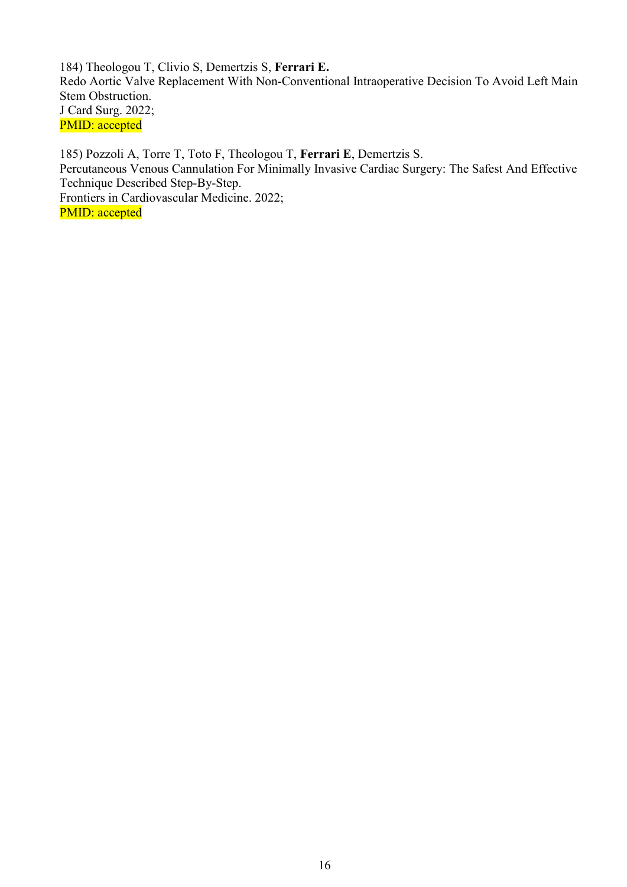184) Theologou T, Clivio S, Demertzis S, **Ferrari E.**
Redo Aortic Valve Replacement With Non-Conventional Intraoperative Decision To Avoid Left Main Stem Obstruction.
J Card Surg. 2022;
PMID: accepted

185) Pozzoli A, Torre T, Toto F, Theologou T, **Ferrari E**, Demertzis S.
Percutaneous Venous Cannulation For Minimally Invasive Cardiac Surgery: The Safest And Effective Technique Described Step-By-Step.
Frontiers in Cardiovascular Medicine. 2022;
PMID: accepted